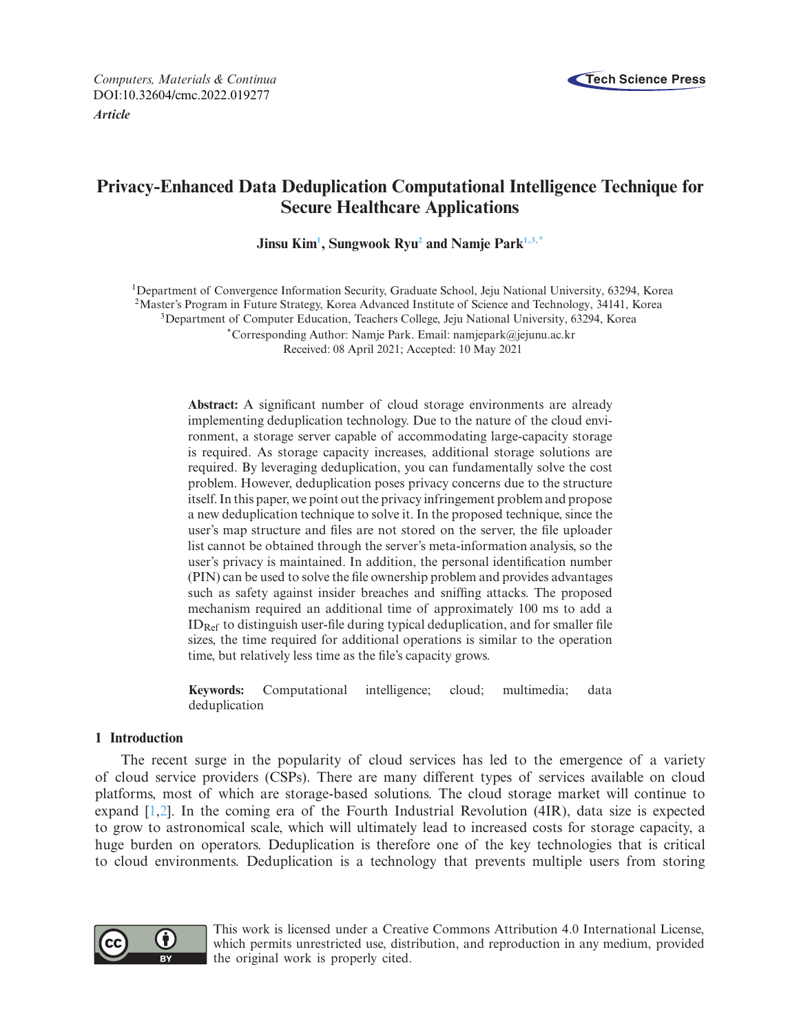*Computers, Materials & Continua*
DOI:10.32604/cmc.2022.019277
***Article***

# Privacy-Enhanced Data Deduplication Computational Intelligence Technique for Secure Healthcare Applications

**Jinsu Kim[1], Sungwook Ryu[2] and Namje Park[1,3,*]**

[1]Department of Convergence Information Security, Graduate School, Jeju National University, 63294, Korea
[2]Master's Program in Future Strategy, Korea Advanced Institute of Science and Technology, 34141, Korea
[3]Department of Computer Education, Teachers College, Jeju National University, 63294, Korea
[*]Corresponding Author: Namje Park. Email: namjepark@jejunu.ac.kr
Received: 08 April 2021; Accepted: 10 May 2021

**Abstract:** A significant number of cloud storage environments are already implementing deduplication technology. Due to the nature of the cloud environment, a storage server capable of accommodating large-capacity storage is required. As storage capacity increases, additional storage solutions are required. By leveraging deduplication, you can fundamentally solve the cost problem. However, deduplication poses privacy concerns due to the structure itself. In this paper, we point out the privacy infringement problem and propose a new deduplication technique to solve it. In the proposed technique, since the user's map structure and files are not stored on the server, the file uploader list cannot be obtained through the server's meta-information analysis, so the user's privacy is maintained. In addition, the personal identification number (PIN) can be used to solve the file ownership problem and provides advantages such as safety against insider breaches and sniffing attacks. The proposed mechanism required an additional time of approximately 100 ms to add a $ID_{Ref}$ to distinguish user-file during typical deduplication, and for smaller file sizes, the time required for additional operations is similar to the operation time, but relatively less time as the file's capacity grows.

**Keywords:** Computational intelligence; cloud; multimedia; data deduplication

## 1 Introduction

The recent surge in the popularity of cloud services has led to the emergence of a variety of cloud service providers (CSPs). There are many different types of services available on cloud platforms, most of which are storage-based solutions. The cloud storage market will continue to expand [1,2]. In the coming era of the Fourth Industrial Revolution (4IR), data size is expected to grow to astronomical scale, which will ultimately lead to increased costs for storage capacity, a huge burden on operators. Deduplication is therefore one of the key technologies that is critical to cloud environments. Deduplication is a technology that prevents multiple users from storing

This work is licensed under a Creative Commons Attribution 4.0 International License, which permits unrestricted use, distribution, and reproduction in any medium, provided the original work is properly cited.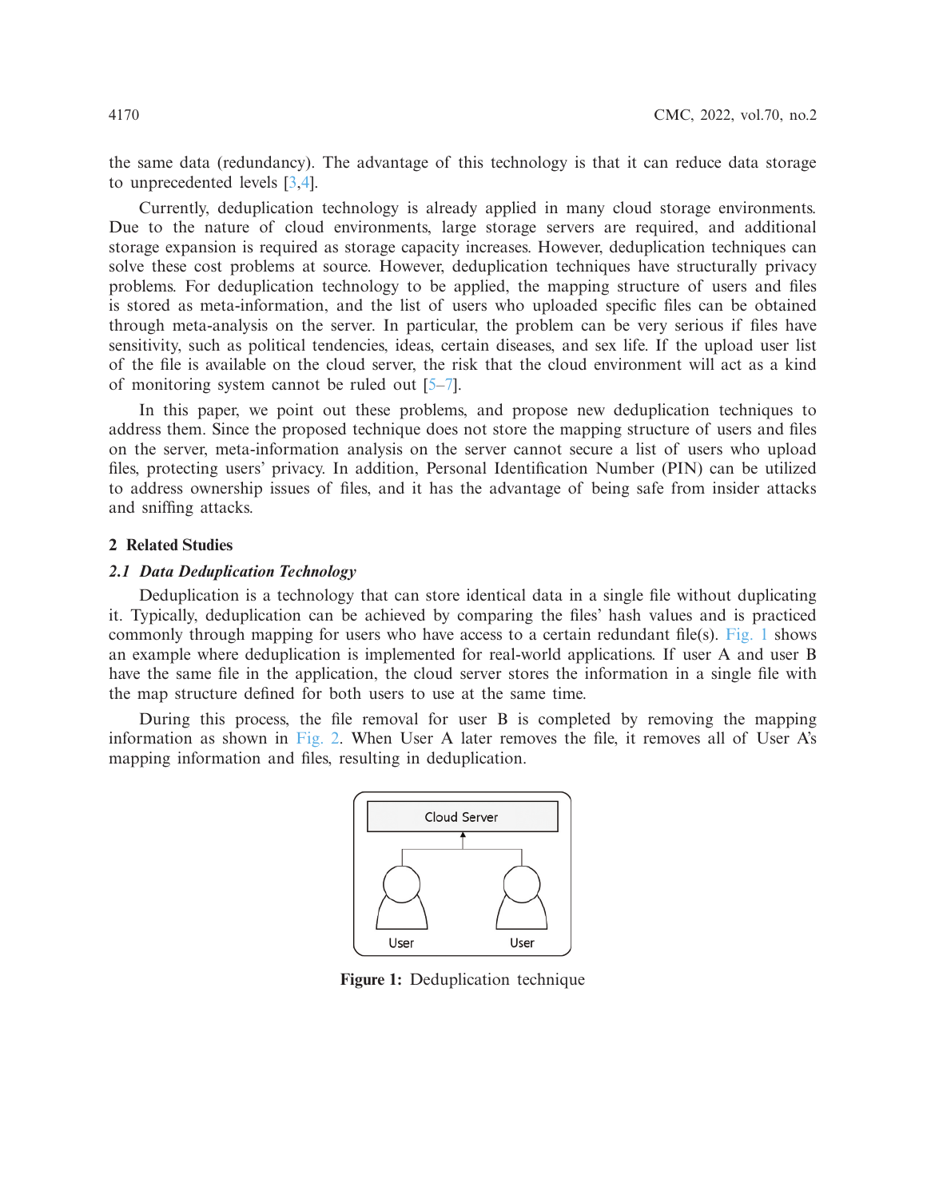the same data (redundancy). The advantage of this technology is that it can reduce data storage to unprecedented levels [3,4].

Currently, deduplication technology is already applied in many cloud storage environments. Due to the nature of cloud environments, large storage servers are required, and additional storage expansion is required as storage capacity increases. However, deduplication techniques can solve these cost problems at source. However, deduplication techniques have structurally privacy problems. For deduplication technology to be applied, the mapping structure of users and files is stored as meta-information, and the list of users who uploaded specific files can be obtained through meta-analysis on the server. In particular, the problem can be very serious if files have sensitivity, such as political tendencies, ideas, certain diseases, and sex life. If the upload user list of the file is available on the cloud server, the risk that the cloud environment will act as a kind of monitoring system cannot be ruled out [5–7].

In this paper, we point out these problems, and propose new deduplication techniques to address them. Since the proposed technique does not store the mapping structure of users and files on the server, meta-information analysis on the server cannot secure a list of users who upload files, protecting users' privacy. In addition, Personal Identification Number (PIN) can be utilized to address ownership issues of files, and it has the advantage of being safe from insider attacks and sniffing attacks.

## 2 Related Studies

### *2.1 Data Deduplication Technology*

Deduplication is a technology that can store identical data in a single file without duplicating it. Typically, deduplication can be achieved by comparing the files' hash values and is practiced commonly through mapping for users who have access to a certain redundant file(s). Fig. 1 shows an example where deduplication is implemented for real-world applications. If user A and user B have the same file in the application, the cloud server stores the information in a single file with the map structure defined for both users to use at the same time.

During this process, the file removal for user B is completed by removing the mapping information as shown in Fig. 2. When User A later removes the file, it removes all of User A's mapping information and files, resulting in deduplication.

**Figure 1:** Deduplication technique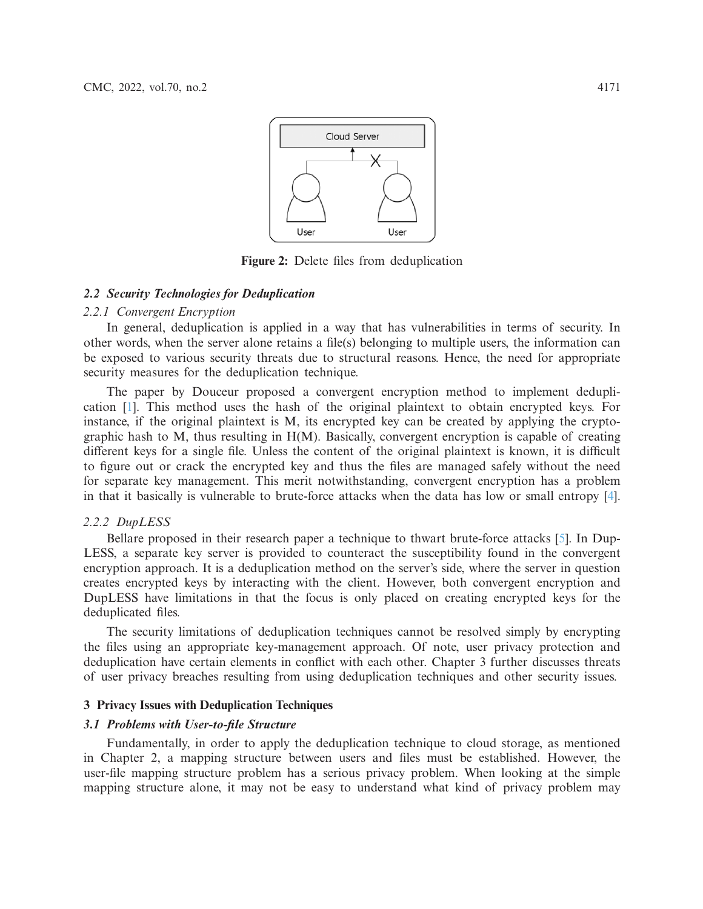**Figure 2:** Delete files from deduplication

### 2.2 Security Technologies for Deduplication

#### 2.2.1 Convergent Encryption

In general, deduplication is applied in a way that has vulnerabilities in terms of security. In other words, when the server alone retains a file(s) belonging to multiple users, the information can be exposed to various security threats due to structural reasons. Hence, the need for appropriate security measures for the deduplication technique.

The paper by Douceur proposed a convergent encryption method to implement deduplication [1]. This method uses the hash of the original plaintext to obtain encrypted keys. For instance, if the original plaintext is M, its encrypted key can be created by applying the cryptographic hash to M, thus resulting in H(M). Basically, convergent encryption is capable of creating different keys for a single file. Unless the content of the original plaintext is known, it is difficult to figure out or crack the encrypted key and thus the files are managed safely without the need for separate key management. This merit notwithstanding, convergent encryption has a problem in that it basically is vulnerable to brute-force attacks when the data has low or small entropy [4].

#### 2.2.2 DupLESS

Bellare proposed in their research paper a technique to thwart brute-force attacks [5]. In DupLESS, a separate key server is provided to counteract the susceptibility found in the convergent encryption approach. It is a deduplication method on the server's side, where the server in question creates encrypted keys by interacting with the client. However, both convergent encryption and DupLESS have limitations in that the focus is only placed on creating encrypted keys for the deduplicated files.

The security limitations of deduplication techniques cannot be resolved simply by encrypting the files using an appropriate key-management approach. Of note, user privacy protection and deduplication have certain elements in conflict with each other. Chapter 3 further discusses threats of user privacy breaches resulting from using deduplication techniques and other security issues.

## 3 Privacy Issues with Deduplication Techniques

### 3.1 Problems with User-to-file Structure

Fundamentally, in order to apply the deduplication technique to cloud storage, as mentioned in Chapter 2, a mapping structure between users and files must be established. However, the user-file mapping structure problem has a serious privacy problem. When looking at the simple mapping structure alone, it may not be easy to understand what kind of privacy problem may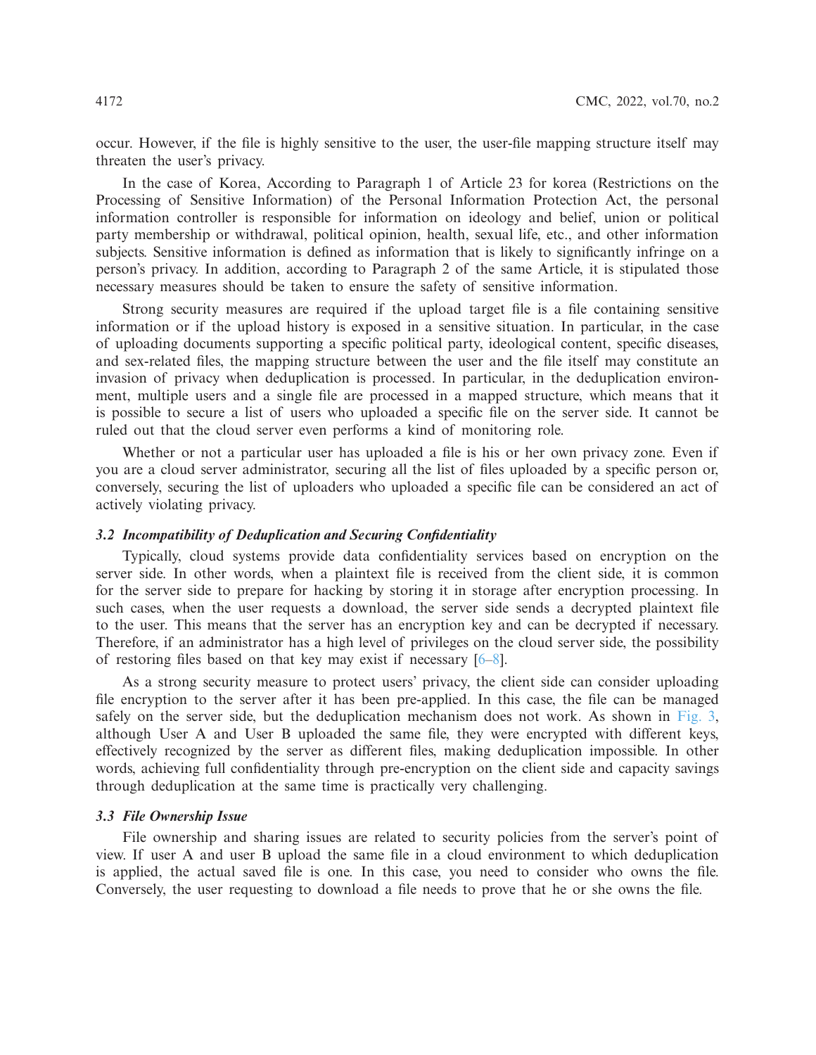occur. However, if the file is highly sensitive to the user, the user-file mapping structure itself may threaten the user's privacy.

In the case of Korea, According to Paragraph 1 of Article 23 for korea (Restrictions on the Processing of Sensitive Information) of the Personal Information Protection Act, the personal information controller is responsible for information on ideology and belief, union or political party membership or withdrawal, political opinion, health, sexual life, etc., and other information subjects. Sensitive information is defined as information that is likely to significantly infringe on a person's privacy. In addition, according to Paragraph 2 of the same Article, it is stipulated those necessary measures should be taken to ensure the safety of sensitive information.

Strong security measures are required if the upload target file is a file containing sensitive information or if the upload history is exposed in a sensitive situation. In particular, in the case of uploading documents supporting a specific political party, ideological content, specific diseases, and sex-related files, the mapping structure between the user and the file itself may constitute an invasion of privacy when deduplication is processed. In particular, in the deduplication environment, multiple users and a single file are processed in a mapped structure, which means that it is possible to secure a list of users who uploaded a specific file on the server side. It cannot be ruled out that the cloud server even performs a kind of monitoring role.

Whether or not a particular user has uploaded a file is his or her own privacy zone. Even if you are a cloud server administrator, securing all the list of files uploaded by a specific person or, conversely, securing the list of uploaders who uploaded a specific file can be considered an act of actively violating privacy.

### *3.2 Incompatibility of Deduplication and Securing Confidentiality*

Typically, cloud systems provide data confidentiality services based on encryption on the server side. In other words, when a plaintext file is received from the client side, it is common for the server side to prepare for hacking by storing it in storage after encryption processing. In such cases, when the user requests a download, the server side sends a decrypted plaintext file to the user. This means that the server has an encryption key and can be decrypted if necessary. Therefore, if an administrator has a high level of privileges on the cloud server side, the possibility of restoring files based on that key may exist if necessary [6–8].

As a strong security measure to protect users' privacy, the client side can consider uploading file encryption to the server after it has been pre-applied. In this case, the file can be managed safely on the server side, but the deduplication mechanism does not work. As shown in Fig. 3, although User A and User B uploaded the same file, they were encrypted with different keys, effectively recognized by the server as different files, making deduplication impossible. In other words, achieving full confidentiality through pre-encryption on the client side and capacity savings through deduplication at the same time is practically very challenging.

### *3.3 File Ownership Issue*

File ownership and sharing issues are related to security policies from the server's point of view. If user A and user B upload the same file in a cloud environment to which deduplication is applied, the actual saved file is one. In this case, you need to consider who owns the file. Conversely, the user requesting to download a file needs to prove that he or she owns the file.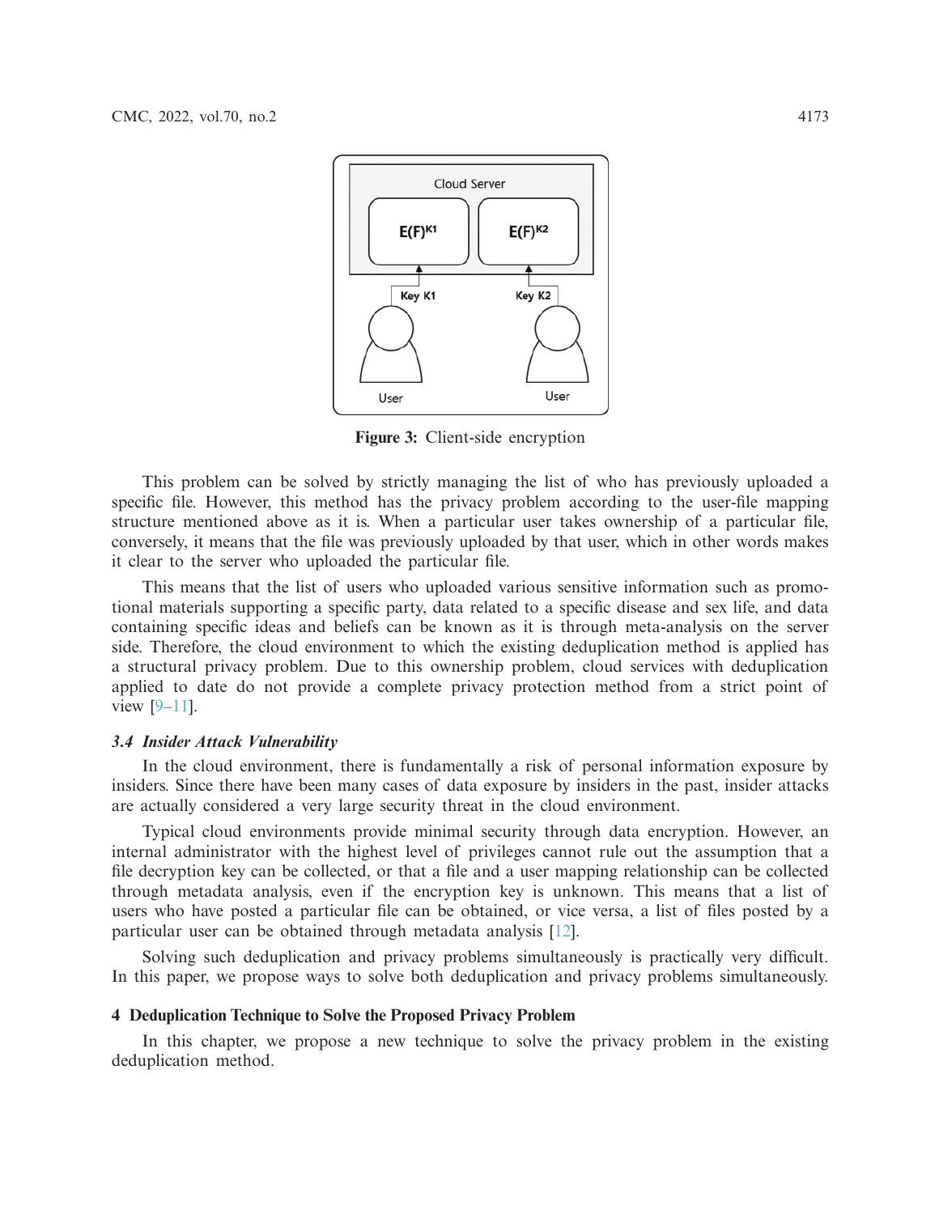**Figure 3:** Client-side encryption

This problem can be solved by strictly managing the list of who has previously uploaded a specific file. However, this method has the privacy problem according to the user-file mapping structure mentioned above as it is. When a particular user takes ownership of a particular file, conversely, it means that the file was previously uploaded by that user, which in other words makes it clear to the server who uploaded the particular file.

This means that the list of users who uploaded various sensitive information such as promotional materials supporting a specific party, data related to a specific disease and sex life, and data containing specific ideas and beliefs can be known as it is through meta-analysis on the server side. Therefore, the cloud environment to which the existing deduplication method is applied has a structural privacy problem. Due to this ownership problem, cloud services with deduplication applied to date do not provide a complete privacy protection method from a strict point of view [9–11].

### 3.4 *Insider Attack Vulnerability*

In the cloud environment, there is fundamentally a risk of personal information exposure by insiders. Since there have been many cases of data exposure by insiders in the past, insider attacks are actually considered a very large security threat in the cloud environment.

Typical cloud environments provide minimal security through data encryption. However, an internal administrator with the highest level of privileges cannot rule out the assumption that a file decryption key can be collected, or that a file and a user mapping relationship can be collected through metadata analysis, even if the encryption key is unknown. This means that a list of users who have posted a particular file can be obtained, or vice versa, a list of files posted by a particular user can be obtained through metadata analysis [12].

Solving such deduplication and privacy problems simultaneously is practically very difficult. In this paper, we propose ways to solve both deduplication and privacy problems simultaneously.

## 4 Deduplication Technique to Solve the Proposed Privacy Problem

In this chapter, we propose a new technique to solve the privacy problem in the existing deduplication method.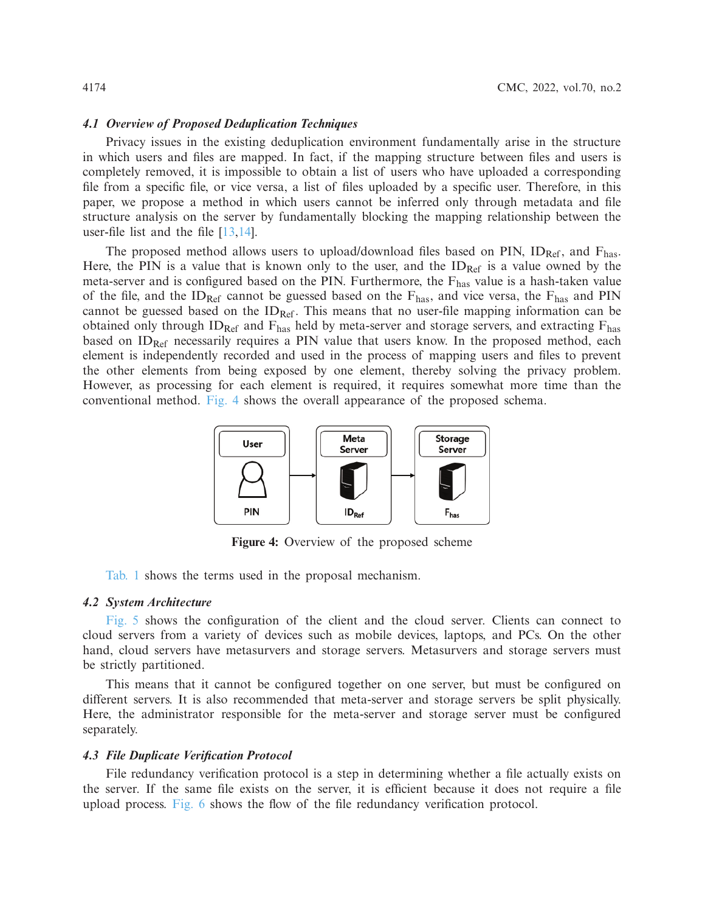### 4.1 Overview of Proposed Deduplication Techniques

Privacy issues in the existing deduplication environment fundamentally arise in the structure in which users and files are mapped. In fact, if the mapping structure between files and users is completely removed, it is impossible to obtain a list of users who have uploaded a corresponding file from a specific file, or vice versa, a list of files uploaded by a specific user. Therefore, in this paper, we propose a method in which users cannot be inferred only through metadata and file structure analysis on the server by fundamentally blocking the mapping relationship between the user-file list and the file [13,14].

The proposed method allows users to upload/download files based on PIN, $ID_{Ref}$, and $F_{has}$. Here, the PIN is a value that is known only to the user, and the $ID_{Ref}$ is a value owned by the meta-server and is configured based on the PIN. Furthermore, the $F_{has}$ value is a hash-taken value of the file, and the $ID_{Ref}$ cannot be guessed based on the $F_{has}$, and vice versa, the $F_{has}$ and PIN cannot be guessed based on the $ID_{Ref}$. This means that no user-file mapping information can be obtained only through $ID_{Ref}$ and $F_{has}$ held by meta-server and storage servers, and extracting $F_{has}$ based on $ID_{Ref}$ necessarily requires a PIN value that users know. In the proposed method, each element is independently recorded and used in the process of mapping users and files to prevent the other elements from being exposed by one element, thereby solving the privacy problem. However, as processing for each element is required, it requires somewhat more time than the conventional method. Fig. 4 shows the overall appearance of the proposed schema.

**Figure 4:** Overview of the proposed scheme

Tab. 1 shows the terms used in the proposal mechanism.

### 4.2 System Architecture

Fig. 5 shows the configuration of the client and the cloud server. Clients can connect to cloud servers from a variety of devices such as mobile devices, laptops, and PCs. On the other hand, cloud servers have metasurvers and storage servers. Metasurvers and storage servers must be strictly partitioned.

This means that it cannot be configured together on one server, but must be configured on different servers. It is also recommended that meta-server and storage servers be split physically. Here, the administrator responsible for the meta-server and storage server must be configured separately.

### 4.3 File Duplicate Verification Protocol

File redundancy verification protocol is a step in determining whether a file actually exists on the server. If the same file exists on the server, it is efficient because it does not require a file upload process. Fig. 6 shows the flow of the file redundancy verification protocol.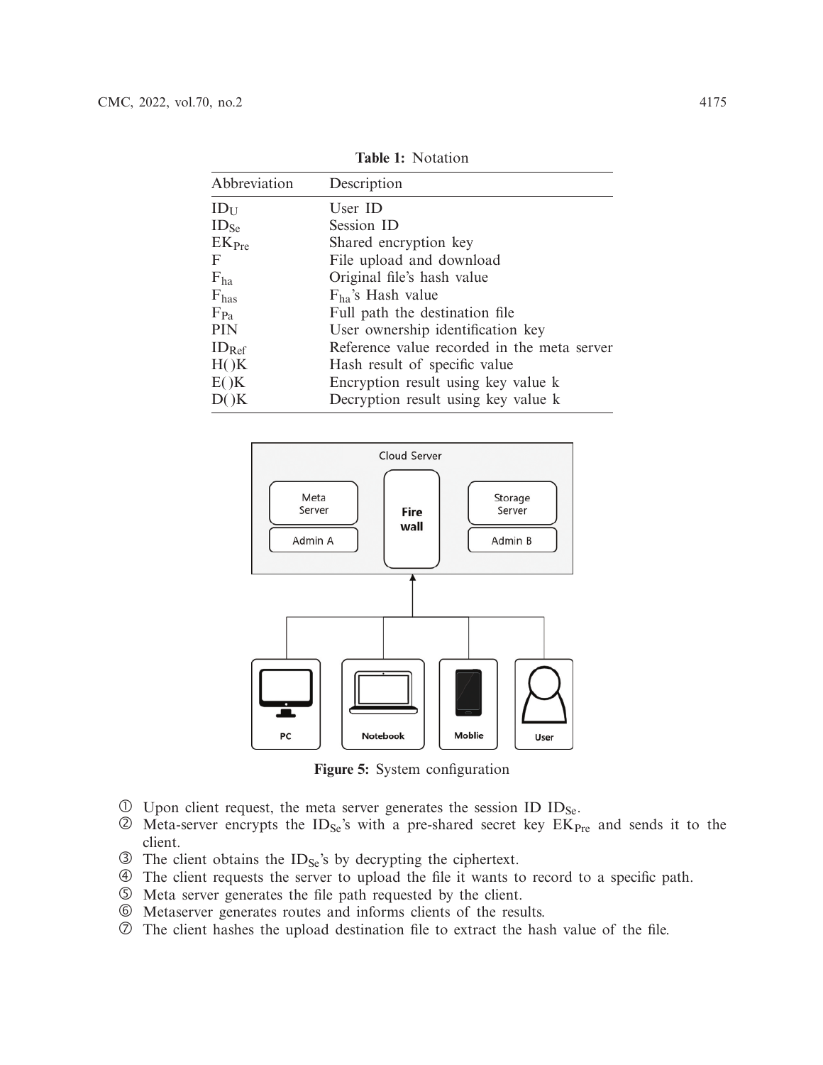**Table 1:** Notation

| Abbreviation | Description |
|---|---|
| $ID_U$ | User ID |
| $ID_{Se}$ | Session ID |
| $EK_{Pre}$ | Shared encryption key |
| F | File upload and download |
| $F_{ha}$ | Original file's hash value |
| $F_{has}$ | $F_{ha}$'s Hash value |
| $F_{Pa}$ | Full path the destination file |
| PIN | User ownership identification key |
| $ID_{Ref}$ | Reference value recorded in the meta server |
| H()K | Hash result of specific value |
| E()K | Encryption result using key value k |
| D()K | Decryption result using key value k |

**Figure 5:** System configuration

① Upon client request, the meta server generates the session ID $ID_{Se}$.
② Meta-server encrypts the $ID_{Se}$'s with a pre-shared secret key $EK_{Pre}$ and sends it to the client.
③ The client obtains the $ID_{Se}$'s by decrypting the ciphertext.
④ The client requests the server to upload the file it wants to record to a specific path.
⑤ Meta server generates the file path requested by the client.
⑥ Metaserver generates routes and informs clients of the results.
⑦ The client hashes the upload destination file to extract the hash value of the file.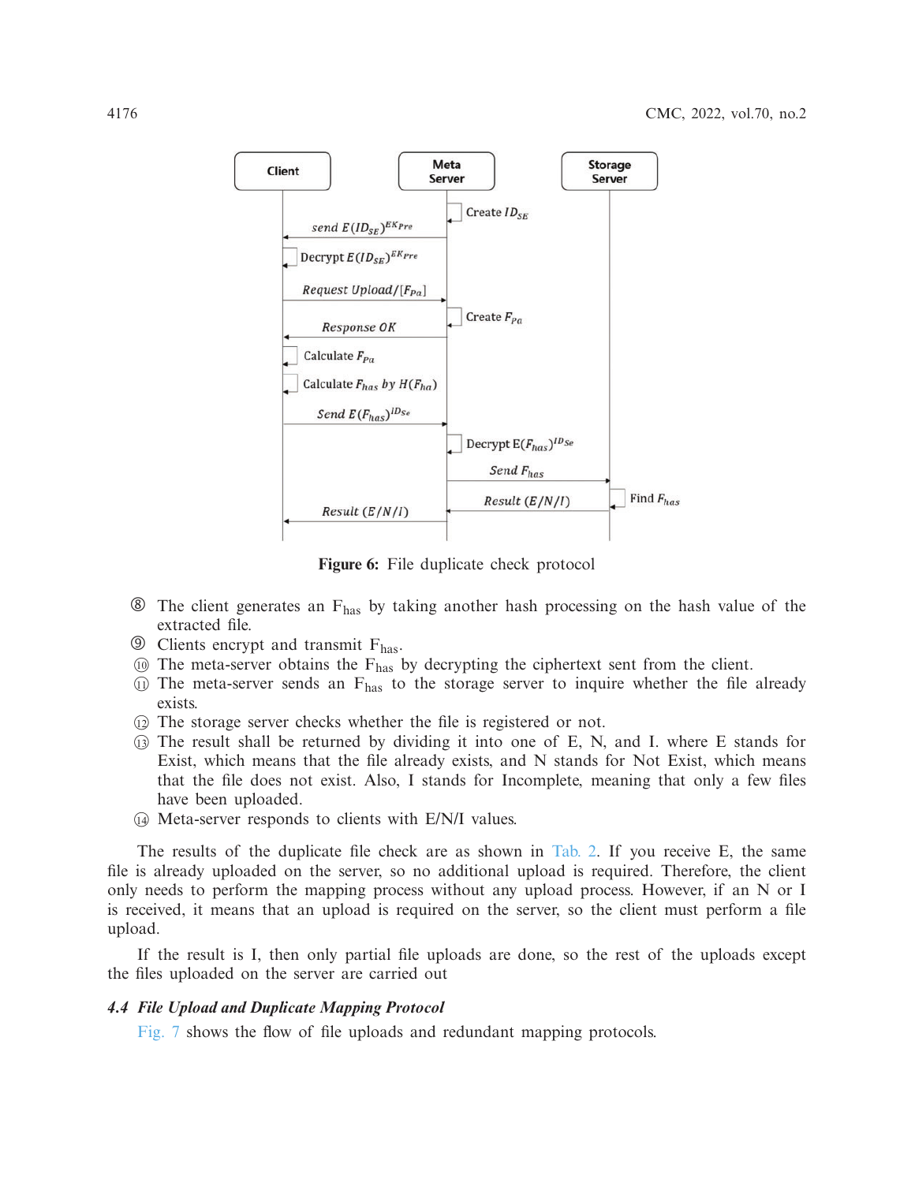**Figure 6:** File duplicate check protocol

⑧ The client generates an $F_{has}$ by taking another hash processing on the hash value of the extracted file.
⑨ Clients encrypt and transmit $F_{has}$.
⑩ The meta-server obtains the $F_{has}$ by decrypting the ciphertext sent from the client.
⑪ The meta-server sends an $F_{has}$ to the storage server to inquire whether the file already exists.
⑫ The storage server checks whether the file is registered or not.
⑬ The result shall be returned by dividing it into one of E, N, and I. where E stands for Exist, which means that the file already exists, and N stands for Not Exist, which means that the file does not exist. Also, I stands for Incomplete, meaning that only a few files have been uploaded.
⑭ Meta-server responds to clients with E/N/I values.

The results of the duplicate file check are as shown in Tab. 2. If you receive E, the same file is already uploaded on the server, so no additional upload is required. Therefore, the client only needs to perform the mapping process without any upload process. However, if an N or I is received, it means that an upload is required on the server, so the client must perform a file upload.

If the result is I, then only partial file uploads are done, so the rest of the uploads except the files uploaded on the server are carried out

### *4.4 File Upload and Duplicate Mapping Protocol*

Fig. 7 shows the flow of file uploads and redundant mapping protocols.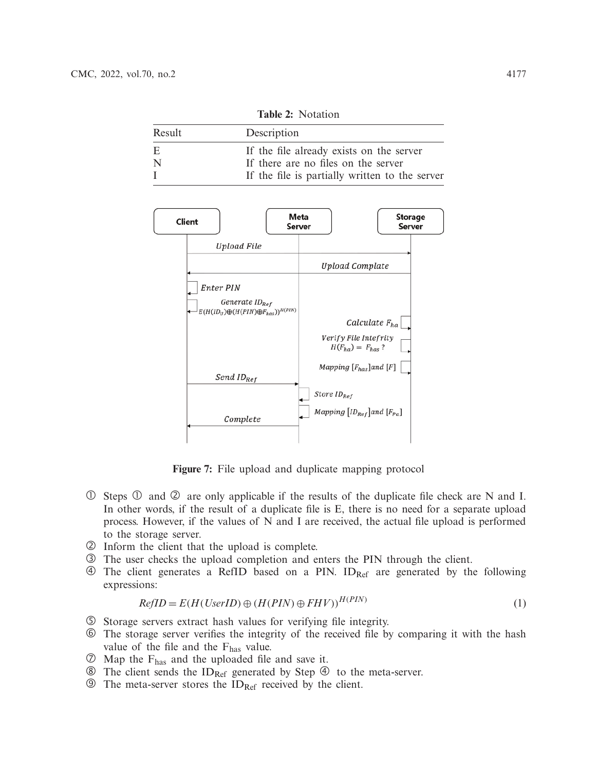**Table 2:** Notation

| Result | Description |
| --- | --- |
| E | If the file already exists on the server |
| N | If there are no files on the server |
| I | If the file is partially written to the server |

**Figure 7:** File upload and duplicate mapping protocol

① Steps ① and ② are only applicable if the results of the duplicate file check are N and I. In other words, if the result of a duplicate file is E, there is no need for a separate upload process. However, if the values of N and I are received, the actual file upload is performed to the storage server.

② Inform the client that the upload is complete.

③ The user checks the upload completion and enters the PIN through the client.

④ The client generates a RefID based on a PIN. $ID_{Ref}$ are generated by the following expressions:

$$RefID = E(H(UserID) \oplus (H(PIN) \oplus FHV))^{H(PIN)} \tag{1}$$

⑤ Storage servers extract hash values for verifying file integrity.

⑥ The storage server verifies the integrity of the received file by comparing it with the hash value of the file and the $F_{has}$ value.

⑦ Map the $F_{has}$ and the uploaded file and save it.

⑧ The client sends the $ID_{Ref}$ generated by Step ④ to the meta-server.

⑨ The meta-server stores the $ID_{Ref}$ received by the client.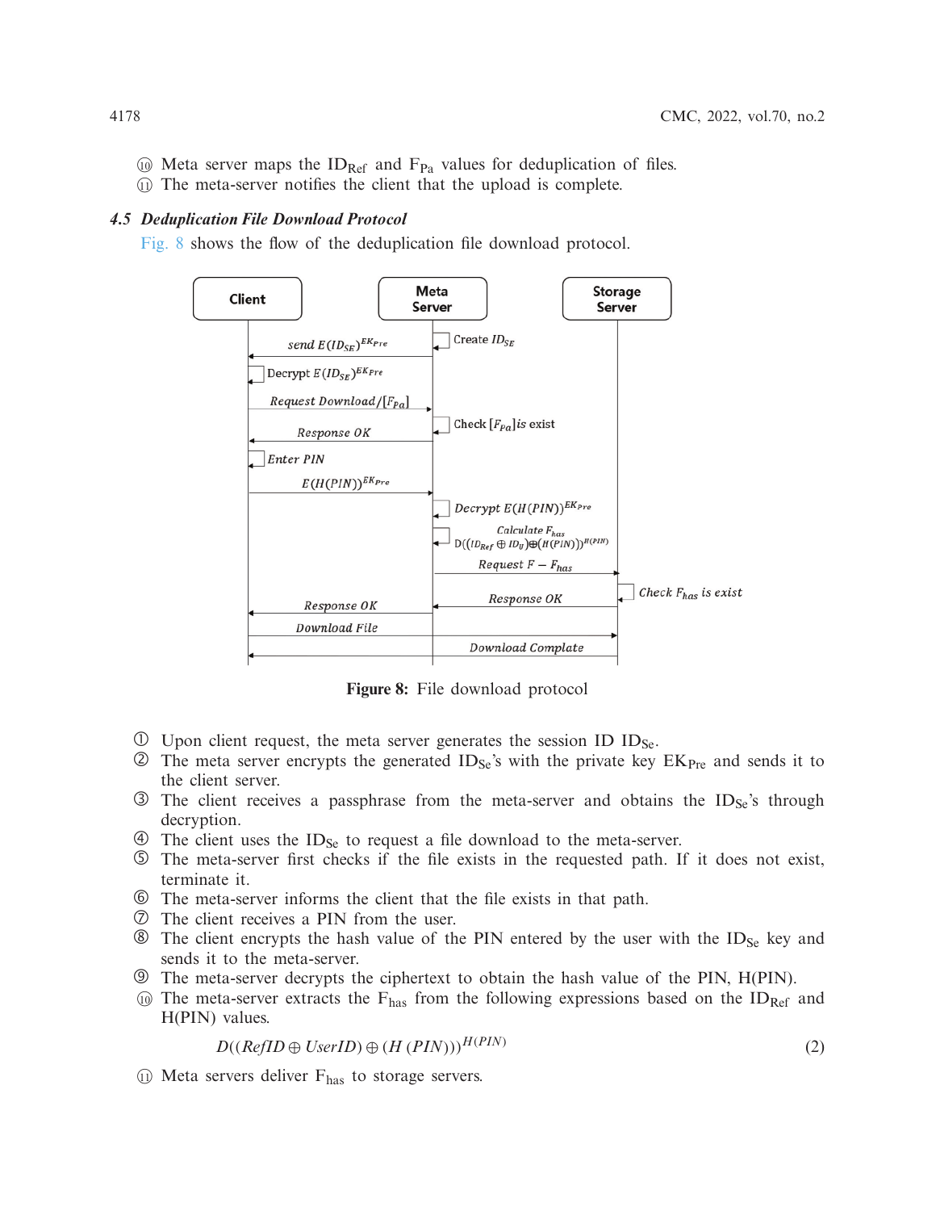⑩ Meta server maps the $ID_{Ref}$ and $F_{Pa}$ values for deduplication of files.
⑪ The meta-server notifies the client that the upload is complete.

### 4.5 Deduplication File Download Protocol

Fig. 8 shows the flow of the deduplication file download protocol.

**Figure 8:** File download protocol

① Upon client request, the meta server generates the session ID $ID_{Se}$.
② The meta server encrypts the generated $ID_{Se}$'s with the private key $EK_{Pre}$ and sends it to the client server.
③ The client receives a passphrase from the meta-server and obtains the $ID_{Se}$'s through decryption.
④ The client uses the $ID_{Se}$ to request a file download to the meta-server.
⑤ The meta-server first checks if the file exists in the requested path. If it does not exist, terminate it.
⑥ The meta-server informs the client that the file exists in that path.
⑦ The client receives a PIN from the user.
⑧ The client encrypts the hash value of the PIN entered by the user with the $ID_{Se}$ key and sends it to the meta-server.
⑨ The meta-server decrypts the ciphertext to obtain the hash value of the PIN, H(PIN).
⑩ The meta-server extracts the $F_{has}$ from the following expressions based on the $ID_{Ref}$ and H(PIN) values.

$$D((RefID \oplus UserID) \oplus (H\,(PIN)))^{H(PIN)} \tag{2}$$

⑪ Meta servers deliver $F_{has}$ to storage servers.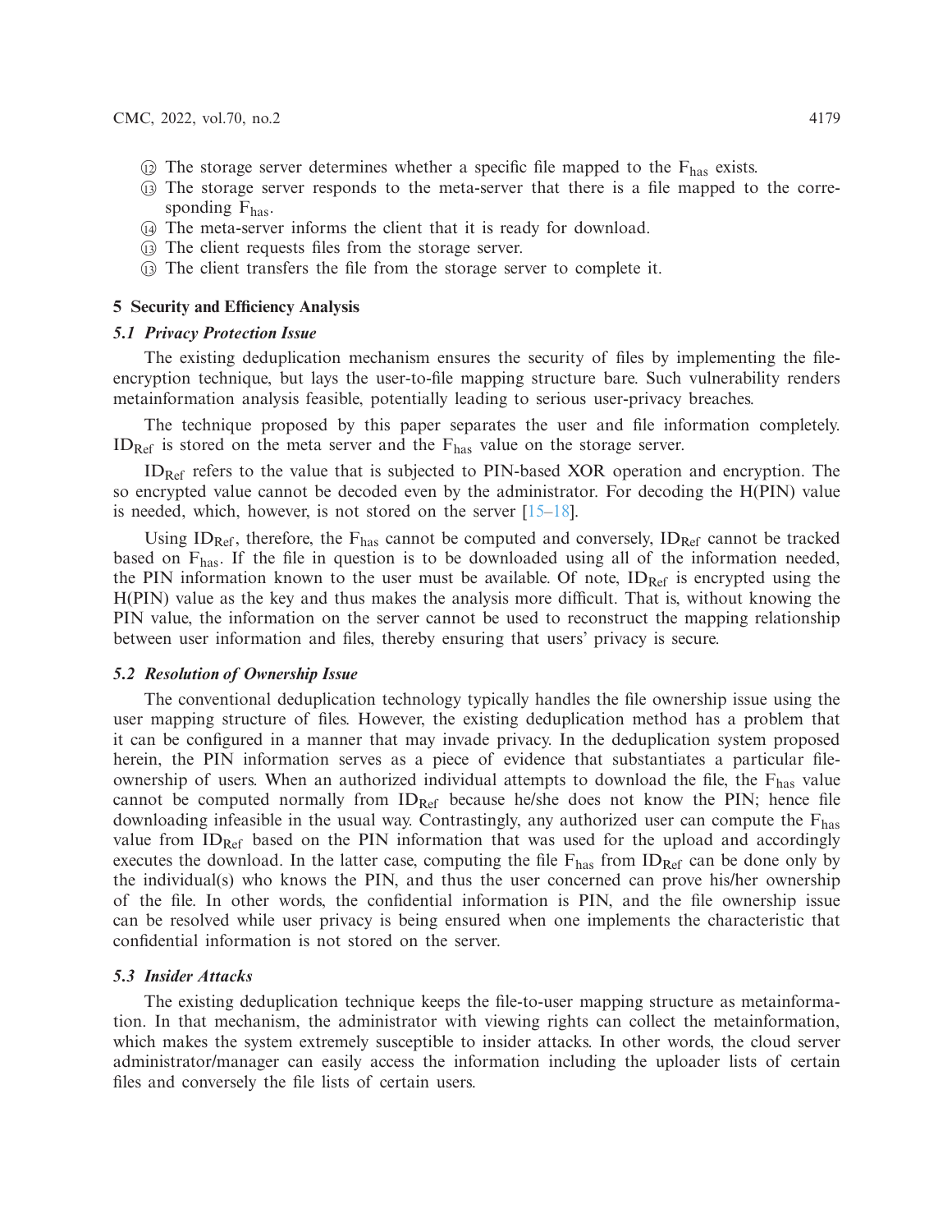⑫ The storage server determines whether a specific file mapped to the $F_{has}$ exists.

⑬ The storage server responds to the meta-server that there is a file mapped to the corresponding $F_{has}$.

⑭ The meta-server informs the client that it is ready for download.

⑬ The client requests files from the storage server.

⑬ The client transfers the file from the storage server to complete it.

## 5 Security and Efficiency Analysis

### *5.1 Privacy Protection Issue*

The existing deduplication mechanism ensures the security of files by implementing the file-encryption technique, but lays the user-to-file mapping structure bare. Such vulnerability renders metainformation analysis feasible, potentially leading to serious user-privacy breaches.

The technique proposed by this paper separates the user and file information completely. $ID_{Ref}$ is stored on the meta server and the $F_{has}$ value on the storage server.

$ID_{Ref}$ refers to the value that is subjected to PIN-based XOR operation and encryption. The so encrypted value cannot be decoded even by the administrator. For decoding the H(PIN) value is needed, which, however, is not stored on the server [15–18].

Using $ID_{Ref}$, therefore, the $F_{has}$ cannot be computed and conversely, $ID_{Ref}$ cannot be tracked based on $F_{has}$. If the file in question is to be downloaded using all of the information needed, the PIN information known to the user must be available. Of note, $ID_{Ref}$ is encrypted using the H(PIN) value as the key and thus makes the analysis more difficult. That is, without knowing the PIN value, the information on the server cannot be used to reconstruct the mapping relationship between user information and files, thereby ensuring that users' privacy is secure.

### *5.2 Resolution of Ownership Issue*

The conventional deduplication technology typically handles the file ownership issue using the user mapping structure of files. However, the existing deduplication method has a problem that it can be configured in a manner that may invade privacy. In the deduplication system proposed herein, the PIN information serves as a piece of evidence that substantiates a particular file-ownership of users. When an authorized individual attempts to download the file, the $F_{has}$ value cannot be computed normally from $ID_{Ref}$ because he/she does not know the PIN; hence file downloading infeasible in the usual way. Contrastingly, any authorized user can compute the $F_{has}$ value from $ID_{Ref}$ based on the PIN information that was used for the upload and accordingly executes the download. In the latter case, computing the file $F_{has}$ from $ID_{Ref}$ can be done only by the individual(s) who knows the PIN, and thus the user concerned can prove his/her ownership of the file. In other words, the confidential information is PIN, and the file ownership issue can be resolved while user privacy is being ensured when one implements the characteristic that confidential information is not stored on the server.

### *5.3 Insider Attacks*

The existing deduplication technique keeps the file-to-user mapping structure as metainformation. In that mechanism, the administrator with viewing rights can collect the metainformation, which makes the system extremely susceptible to insider attacks. In other words, the cloud server administrator/manager can easily access the information including the uploader lists of certain files and conversely the file lists of certain users.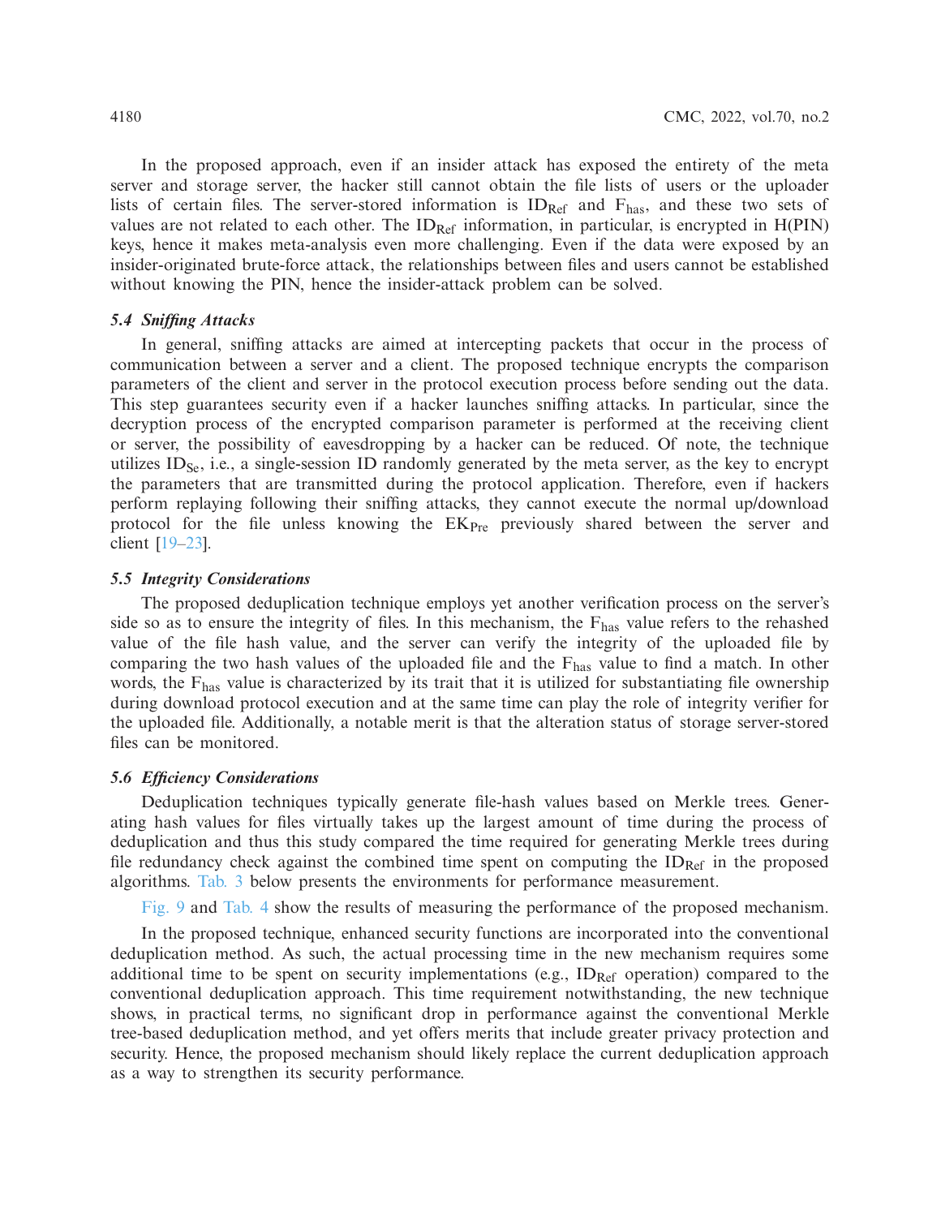In the proposed approach, even if an insider attack has exposed the entirety of the meta server and storage server, the hacker still cannot obtain the file lists of users or the uploader lists of certain files. The server-stored information is $ID_{Ref}$ and $F_{has}$, and these two sets of values are not related to each other. The $ID_{Ref}$ information, in particular, is encrypted in H(PIN) keys, hence it makes meta-analysis even more challenging. Even if the data were exposed by an insider-originated brute-force attack, the relationships between files and users cannot be established without knowing the PIN, hence the insider-attack problem can be solved.

### *5.4 Sniffing Attacks*

In general, sniffing attacks are aimed at intercepting packets that occur in the process of communication between a server and a client. The proposed technique encrypts the comparison parameters of the client and server in the protocol execution process before sending out the data. This step guarantees security even if a hacker launches sniffing attacks. In particular, since the decryption process of the encrypted comparison parameter is performed at the receiving client or server, the possibility of eavesdropping by a hacker can be reduced. Of note, the technique utilizes $ID_{Se}$, i.e., a single-session ID randomly generated by the meta server, as the key to encrypt the parameters that are transmitted during the protocol application. Therefore, even if hackers perform replaying following their sniffing attacks, they cannot execute the normal up/download protocol for the file unless knowing the $EK_{Pre}$ previously shared between the server and client [19–23].

### *5.5 Integrity Considerations*

The proposed deduplication technique employs yet another verification process on the server's side so as to ensure the integrity of files. In this mechanism, the $F_{has}$ value refers to the rehashed value of the file hash value, and the server can verify the integrity of the uploaded file by comparing the two hash values of the uploaded file and the $F_{has}$ value to find a match. In other words, the $F_{has}$ value is characterized by its trait that it is utilized for substantiating file ownership during download protocol execution and at the same time can play the role of integrity verifier for the uploaded file. Additionally, a notable merit is that the alteration status of storage server-stored files can be monitored.

### *5.6 Efficiency Considerations*

Deduplication techniques typically generate file-hash values based on Merkle trees. Generating hash values for files virtually takes up the largest amount of time during the process of deduplication and thus this study compared the time required for generating Merkle trees during file redundancy check against the combined time spent on computing the $ID_{Ref}$ in the proposed algorithms. Tab. 3 below presents the environments for performance measurement.

Fig. 9 and Tab. 4 show the results of measuring the performance of the proposed mechanism.

In the proposed technique, enhanced security functions are incorporated into the conventional deduplication method. As such, the actual processing time in the new mechanism requires some additional time to be spent on security implementations (e.g., $ID_{Ref}$ operation) compared to the conventional deduplication approach. This time requirement notwithstanding, the new technique shows, in practical terms, no significant drop in performance against the conventional Merkle tree-based deduplication method, and yet offers merits that include greater privacy protection and security. Hence, the proposed mechanism should likely replace the current deduplication approach as a way to strengthen its security performance.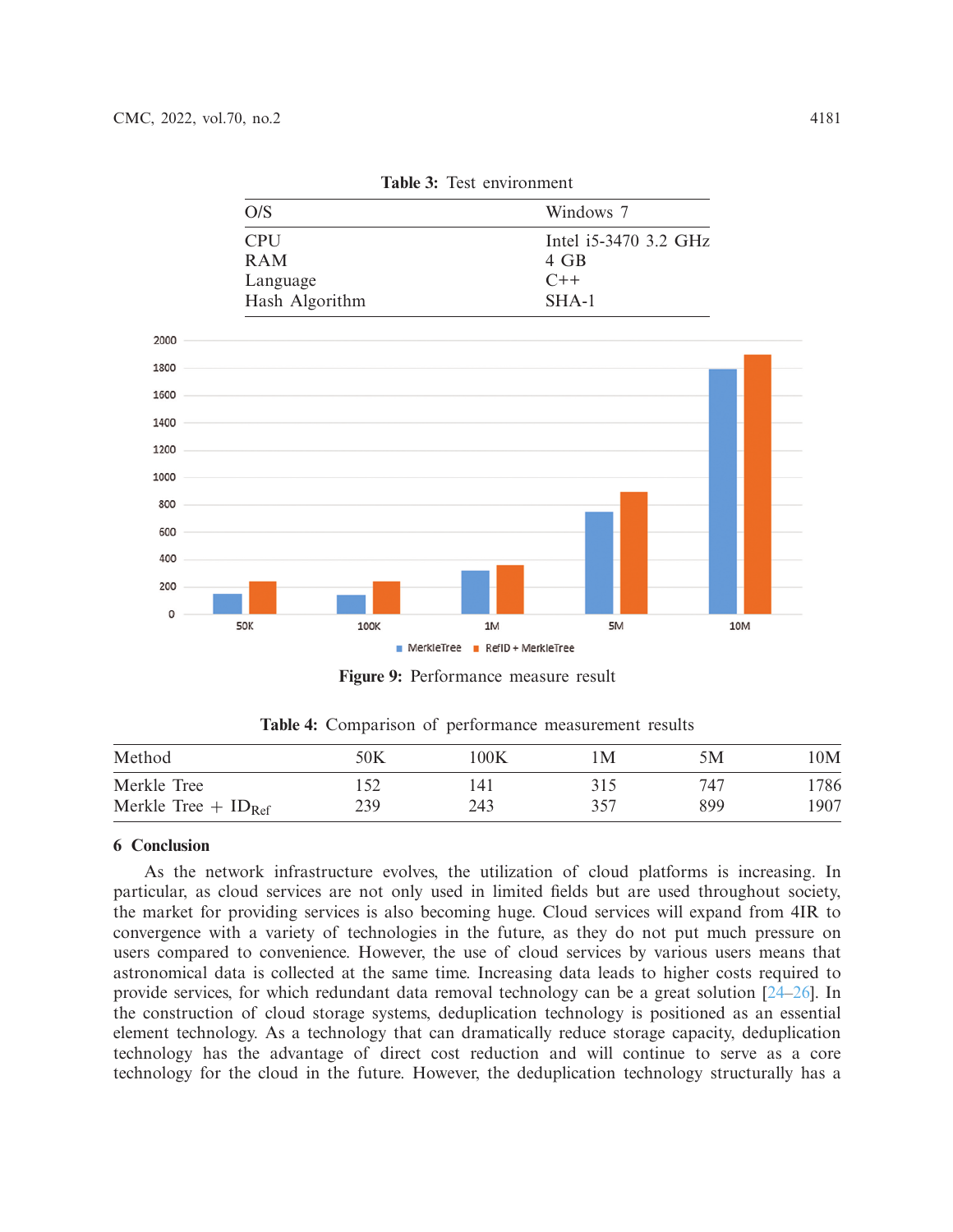**Table 3:** Test environment

| O/S | Windows 7 |
|---|---|
| CPU | Intel i5-3470 3.2 GHz |
| RAM | 4 GB |
| Language | C++ |
| Hash Algorithm | SHA-1 |

**Figure 9:** Performance measure result

**Table 4:** Comparison of performance measurement results

| Method | 50K | 100K | 1M | 5M | 10M |
|---|---|---|---|---|---|
| Merkle Tree | 152 | 141 | 315 | 747 | 1786 |
| Merkle Tree + $ID_{Ref}$ | 239 | 243 | 357 | 899 | 1907 |

## 6 Conclusion

As the network infrastructure evolves, the utilization of cloud platforms is increasing. In particular, as cloud services are not only used in limited fields but are used throughout society, the market for providing services is also becoming huge. Cloud services will expand from 4IR to convergence with a variety of technologies in the future, as they do not put much pressure on users compared to convenience. However, the use of cloud services by various users means that astronomical data is collected at the same time. Increasing data leads to higher costs required to provide services, for which redundant data removal technology can be a great solution [24–26]. In the construction of cloud storage systems, deduplication technology is positioned as an essential element technology. As a technology that can dramatically reduce storage capacity, deduplication technology has the advantage of direct cost reduction and will continue to serve as a core technology for the cloud in the future. However, the deduplication technology structurally has a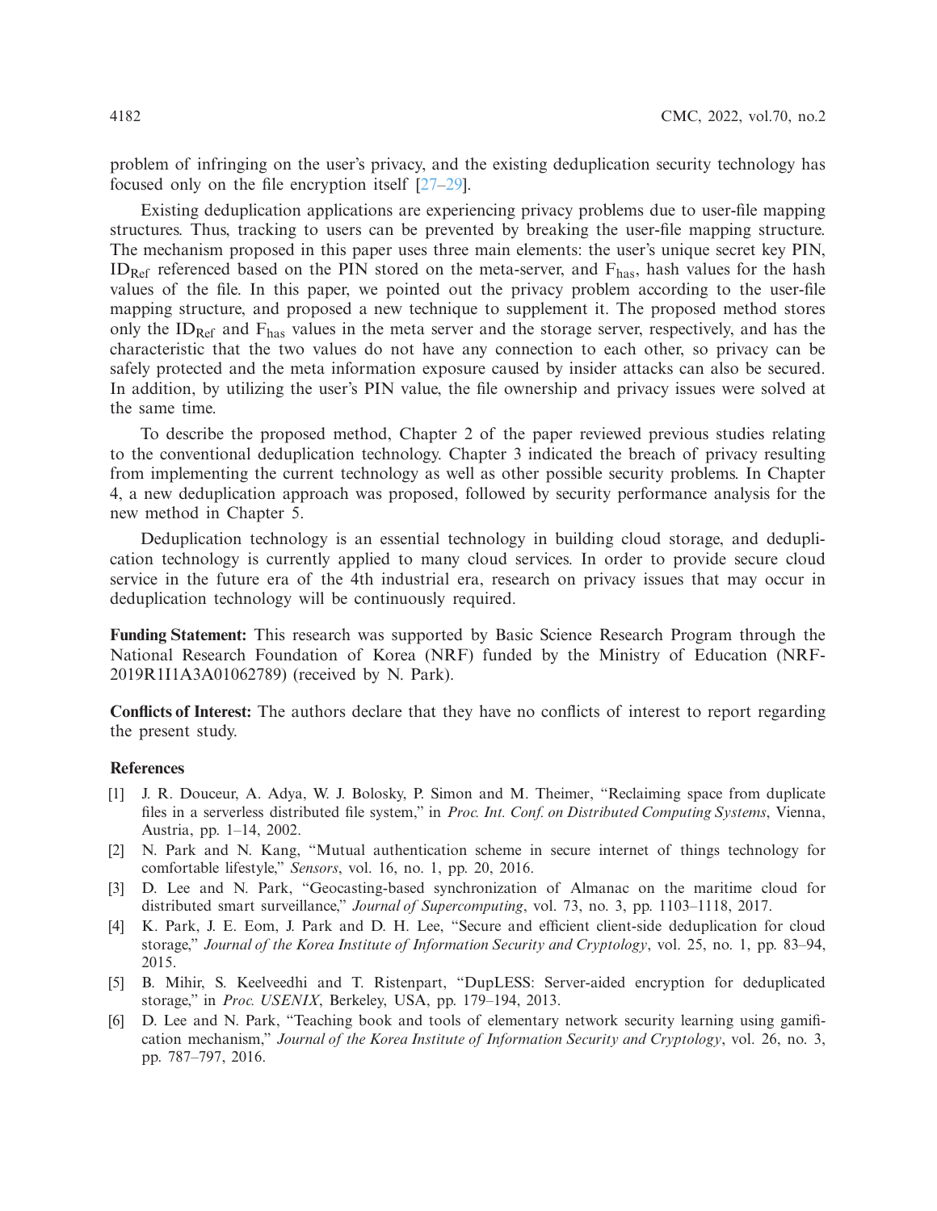problem of infringing on the user's privacy, and the existing deduplication security technology has focused only on the file encryption itself [27–29].

Existing deduplication applications are experiencing privacy problems due to user-file mapping structures. Thus, tracking to users can be prevented by breaking the user-file mapping structure. The mechanism proposed in this paper uses three main elements: the user's unique secret key PIN, $ID_{Ref}$ referenced based on the PIN stored on the meta-server, and $F_{has}$, hash values for the hash values of the file. In this paper, we pointed out the privacy problem according to the user-file mapping structure, and proposed a new technique to supplement it. The proposed method stores only the $ID_{Ref}$ and $F_{has}$ values in the meta server and the storage server, respectively, and has the characteristic that the two values do not have any connection to each other, so privacy can be safely protected and the meta information exposure caused by insider attacks can also be secured. In addition, by utilizing the user's PIN value, the file ownership and privacy issues were solved at the same time.

To describe the proposed method, Chapter 2 of the paper reviewed previous studies relating to the conventional deduplication technology. Chapter 3 indicated the breach of privacy resulting from implementing the current technology as well as other possible security problems. In Chapter 4, a new deduplication approach was proposed, followed by security performance analysis for the new method in Chapter 5.

Deduplication technology is an essential technology in building cloud storage, and deduplication technology is currently applied to many cloud services. In order to provide secure cloud service in the future era of the 4th industrial era, research on privacy issues that may occur in deduplication technology will be continuously required.

**Funding Statement:** This research was supported by Basic Science Research Program through the National Research Foundation of Korea (NRF) funded by the Ministry of Education (NRF-2019R1I1A3A01062789) (received by N. Park).

**Conflicts of Interest:** The authors declare that they have no conflicts of interest to report regarding the present study.

## References

[1] J. R. Douceur, A. Adya, W. J. Bolosky, P. Simon and M. Theimer, "Reclaiming space from duplicate files in a serverless distributed file system," in *Proc. Int. Conf. on Distributed Computing Systems*, Vienna, Austria, pp. 1–14, 2002.

[2] N. Park and N. Kang, "Mutual authentication scheme in secure internet of things technology for comfortable lifestyle," *Sensors*, vol. 16, no. 1, pp. 20, 2016.

[3] D. Lee and N. Park, "Geocasting-based synchronization of Almanac on the maritime cloud for distributed smart surveillance," *Journal of Supercomputing*, vol. 73, no. 3, pp. 1103–1118, 2017.

[4] K. Park, J. E. Eom, J. Park and D. H. Lee, "Secure and efficient client-side deduplication for cloud storage," *Journal of the Korea Institute of Information Security and Cryptology*, vol. 25, no. 1, pp. 83–94, 2015.

[5] B. Mihir, S. Keelveedhi and T. Ristenpart, "DupLESS: Server-aided encryption for deduplicated storage," in *Proc. USENIX*, Berkeley, USA, pp. 179–194, 2013.

[6] D. Lee and N. Park, "Teaching book and tools of elementary network security learning using gamification mechanism," *Journal of the Korea Institute of Information Security and Cryptology*, vol. 26, no. 3, pp. 787–797, 2016.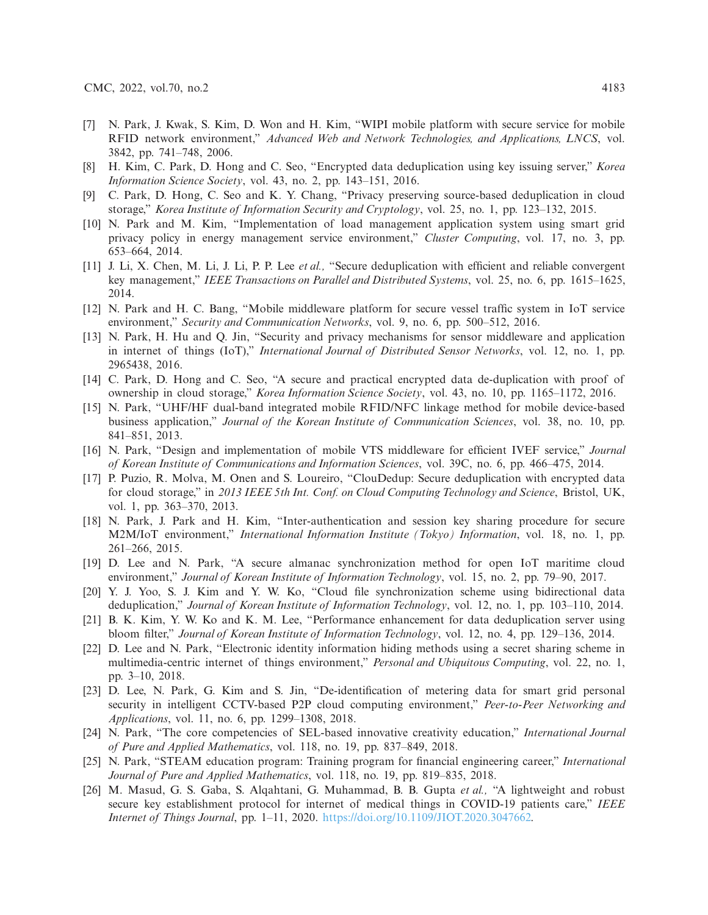[7] N. Park, J. Kwak, S. Kim, D. Won and H. Kim, "WIPI mobile platform with secure service for mobile RFID network environment," *Advanced Web and Network Technologies, and Applications, LNCS*, vol. 3842, pp. 741–748, 2006.

[8] H. Kim, C. Park, D. Hong and C. Seo, "Encrypted data deduplication using key issuing server," *Korea Information Science Society*, vol. 43, no. 2, pp. 143–151, 2016.

[9] C. Park, D. Hong, C. Seo and K. Y. Chang, "Privacy preserving source-based deduplication in cloud storage," *Korea Institute of Information Security and Cryptology*, vol. 25, no. 1, pp. 123–132, 2015.

[10] N. Park and M. Kim, "Implementation of load management application system using smart grid privacy policy in energy management service environment," *Cluster Computing*, vol. 17, no. 3, pp. 653–664, 2014.

[11] J. Li, X. Chen, M. Li, J. Li, P. P. Lee *et al.,* "Secure deduplication with efficient and reliable convergent key management," *IEEE Transactions on Parallel and Distributed Systems*, vol. 25, no. 6, pp. 1615–1625, 2014.

[12] N. Park and H. C. Bang, "Mobile middleware platform for secure vessel traffic system in IoT service environment," *Security and Communication Networks*, vol. 9, no. 6, pp. 500–512, 2016.

[13] N. Park, H. Hu and Q. Jin, "Security and privacy mechanisms for sensor middleware and application in internet of things (IoT)," *International Journal of Distributed Sensor Networks*, vol. 12, no. 1, pp. 2965438, 2016.

[14] C. Park, D. Hong and C. Seo, "A secure and practical encrypted data de-duplication with proof of ownership in cloud storage," *Korea Information Science Society*, vol. 43, no. 10, pp. 1165–1172, 2016.

[15] N. Park, "UHF/HF dual-band integrated mobile RFID/NFC linkage method for mobile device-based business application," *Journal of the Korean Institute of Communication Sciences*, vol. 38, no. 10, pp. 841–851, 2013.

[16] N. Park, "Design and implementation of mobile VTS middleware for efficient IVEF service," *Journal of Korean Institute of Communications and Information Sciences*, vol. 39C, no. 6, pp. 466–475, 2014.

[17] P. Puzio, R. Molva, M. Onen and S. Loureiro, "ClouDedup: Secure deduplication with encrypted data for cloud storage," in *2013 IEEE 5th Int. Conf. on Cloud Computing Technology and Science*, Bristol, UK, vol. 1, pp. 363–370, 2013.

[18] N. Park, J. Park and H. Kim, "Inter-authentication and session key sharing procedure for secure M2M/IoT environment," *International Information Institute (Tokyo) Information*, vol. 18, no. 1, pp. 261–266, 2015.

[19] D. Lee and N. Park, "A secure almanac synchronization method for open IoT maritime cloud environment," *Journal of Korean Institute of Information Technology*, vol. 15, no. 2, pp. 79–90, 2017.

[20] Y. J. Yoo, S. J. Kim and Y. W. Ko, "Cloud file synchronization scheme using bidirectional data deduplication," *Journal of Korean Institute of Information Technology*, vol. 12, no. 1, pp. 103–110, 2014.

[21] B. K. Kim, Y. W. Ko and K. M. Lee, "Performance enhancement for data deduplication server using bloom filter," *Journal of Korean Institute of Information Technology*, vol. 12, no. 4, pp. 129–136, 2014.

[22] D. Lee and N. Park, "Electronic identity information hiding methods using a secret sharing scheme in multimedia-centric internet of things environment," *Personal and Ubiquitous Computing*, vol. 22, no. 1, pp. 3–10, 2018.

[23] D. Lee, N. Park, G. Kim and S. Jin, "De-identification of metering data for smart grid personal security in intelligent CCTV-based P2P cloud computing environment," *Peer-to-Peer Networking and Applications*, vol. 11, no. 6, pp. 1299–1308, 2018.

[24] N. Park, "The core competencies of SEL-based innovative creativity education," *International Journal of Pure and Applied Mathematics*, vol. 118, no. 19, pp. 837–849, 2018.

[25] N. Park, "STEAM education program: Training program for financial engineering career," *International Journal of Pure and Applied Mathematics*, vol. 118, no. 19, pp. 819–835, 2018.

[26] M. Masud, G. S. Gaba, S. Alqahtani, G. Muhammad, B. B. Gupta *et al.,* "A lightweight and robust secure key establishment protocol for internet of medical things in COVID-19 patients care," *IEEE Internet of Things Journal*, pp. 1–11, 2020. https://doi.org/10.1109/JIOT.2020.3047662.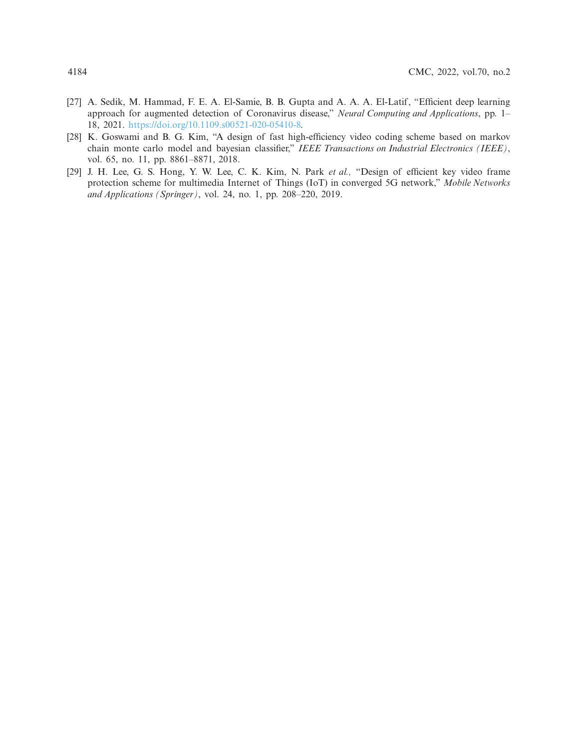[27] A. Sedik, M. Hammad, F. E. A. El-Samie, B. B. Gupta and A. A. A. El-Latif, "Efficient deep learning approach for augmented detection of Coronavirus disease," *Neural Computing and Applications*, pp. 1–18, 2021. https://doi.org/10.1109.s00521-020-05410-8.

[28] K. Goswami and B. G. Kim, "A design of fast high-efficiency video coding scheme based on markov chain monte carlo model and bayesian classifier," *IEEE Transactions on Industrial Electronics (IEEE)*, vol. 65, no. 11, pp. 8861–8871, 2018.

[29] J. H. Lee, G. S. Hong, Y. W. Lee, C. K. Kim, N. Park *et al.,* "Design of efficient key video frame protection scheme for multimedia Internet of Things (IoT) in converged 5G network," *Mobile Networks and Applications (Springer)*, vol. 24, no. 1, pp. 208–220, 2019.